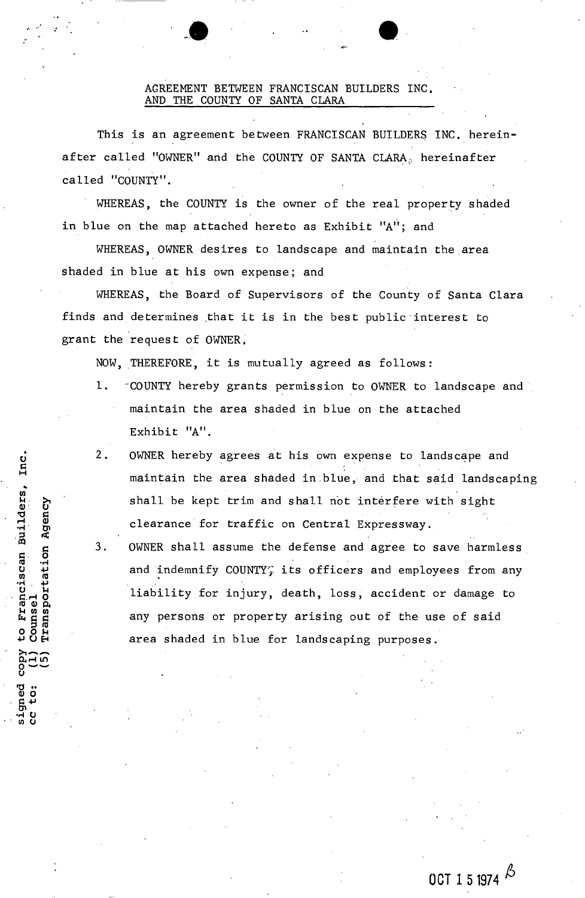AGREEMENT BETWEEN FRANCISCAN BUILDERS INC.
AND THE COUNTY OF SANTA CLARA

This is an agreement between FRANCISCAN BUILDERS INC. hereinafter called "OWNER" and the COUNTY OF SANTA CLARA, hereinafter called "COUNTY".

WHEREAS, the COUNTY is the owner of the real property shaded in blue on the map attached hereto as Exhibit "A"; and

WHEREAS, OWNER desires to landscape and maintain the area shaded in blue at his own expense; and

WHEREAS, the Board of Supervisors of the County of Santa Clara finds and determines that it is in the best public interest to grant the request of OWNER.

NOW, THEREFORE, it is mutually agreed as follows:

1. COUNTY hereby grants permission to OWNER to landscape and maintain the area shaded in blue on the attached Exhibit "A".
2. OWNER hereby agrees at his own expense to landscape and maintain the area shaded in blue, and that said landscaping shall be kept trim and shall not interfere with sight clearance for traffic on Central Expressway.
3. OWNER shall assume the defense and agree to save harmless and indemnify COUNTY, its officers and employees from any liability for injury, death, loss, accident or damage to any persons or property arising out of the use of said area shaded in blue for landscaping purposes.

signed copy to Franciscan Builders, Inc.
cc to: (1) Counsel
(5) Transportation Agency

OCT 15 1974 6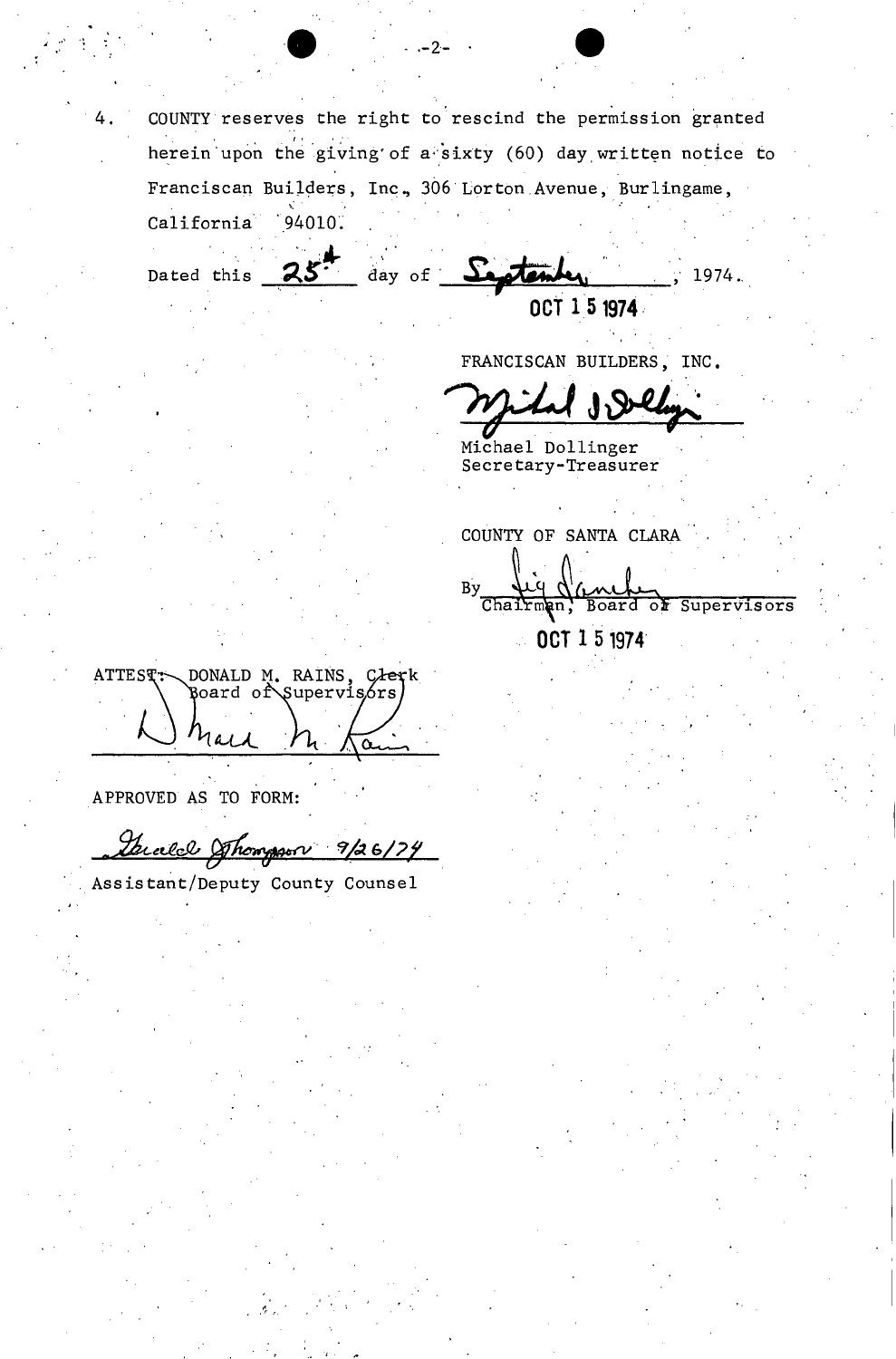4. COUNTY reserves the right to rescind the permission granted herein upon the giving of a sixty (60) day written notice to Franciscan Builders, Inc., 306 Lorton Avenue, Burlingame, California 94010.

Dated this 25th day of September, 1974.

OCT 15 1974

FRANCISCAN BUILDERS, INC.

Michael J. Dollinger

Michael Dollinger
Secretary-Treasurer

COUNTY OF SANTA CLARA

By ________________________
Chairman, Board of Supervisors

OCT 15 1974

ATTEST: DONALD M. RAINS, Clerk
Board of Supervisors

Donald M. Rains

APPROVED AS TO FORM:

Gerald Thompson 9/26/74

Assistant/Deputy County Counsel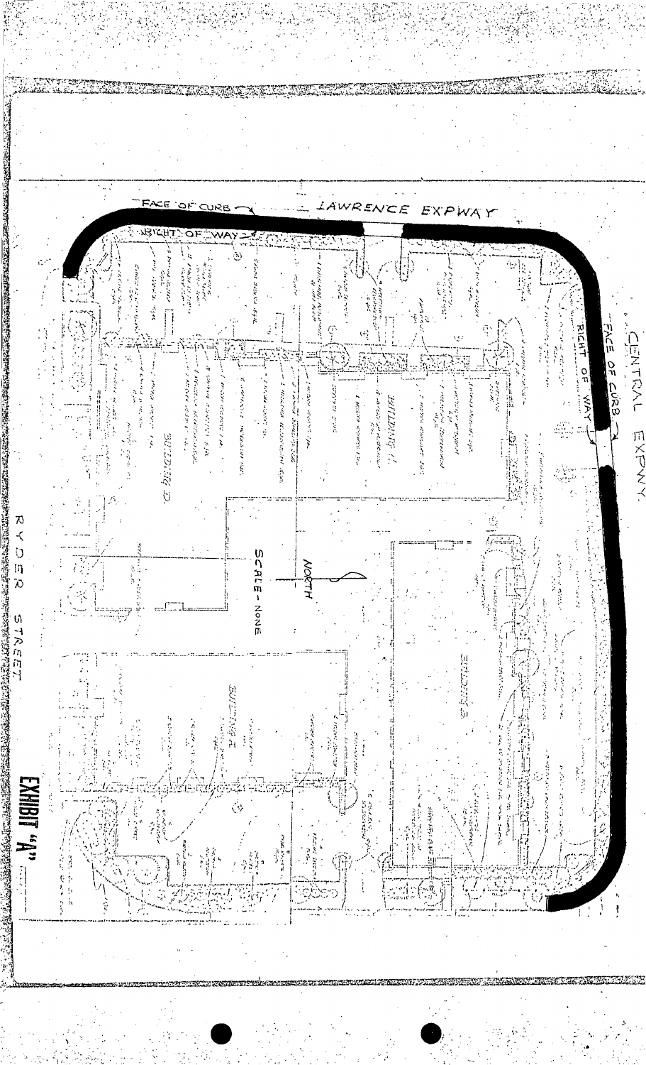LAWRENCE EXPWAY

FACE OF CURB

RIGHT OF WAY

CENTRAL EXPWY.

FACE OF CURB

RIGHT OF WAY

BUILDING C

BUILDING D

BUILDING B

BUILDING A

NORTH

SCALE - NONE

RYDER STREET

EXHIBIT "A"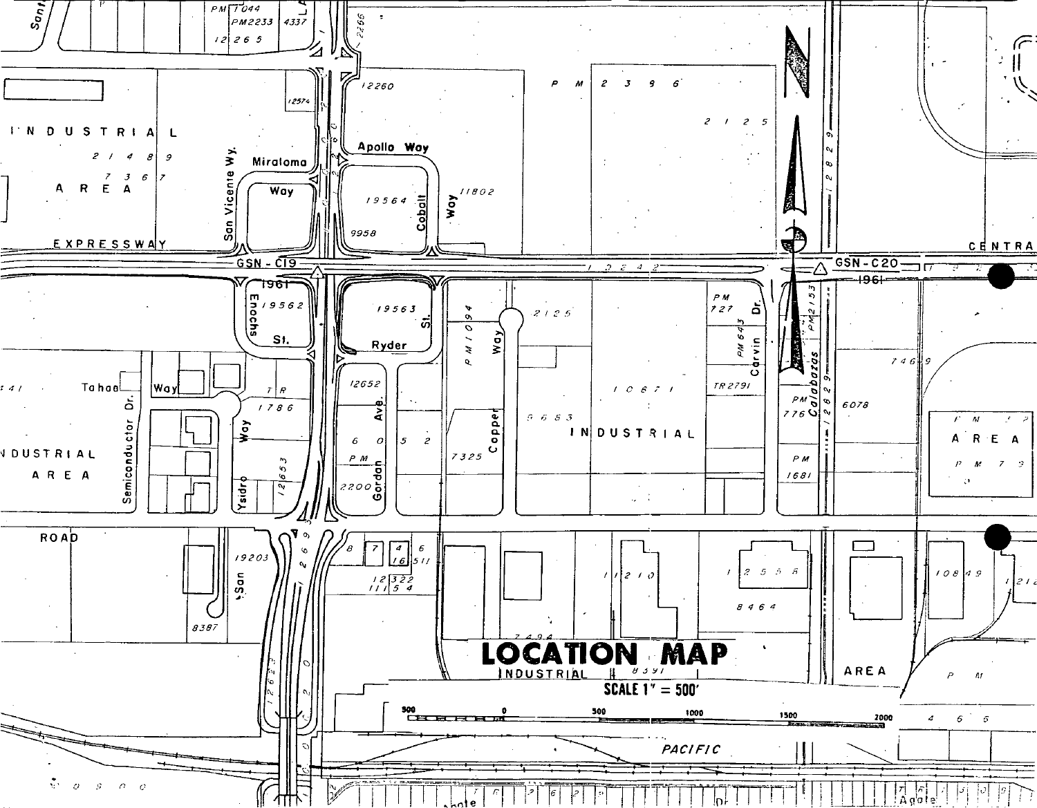# LOCATION MAP

**SCALE 1" = 500'**

500 0 500 1000 1500 2000

INDUSTRIAL AREA

EXPRESSWAY

CENTRAL

GSN-C19

GSN-C20

1961

ROAD

PACIFIC

Apollo Way

Miraloma Way

San Vicente Wy.

Cobalt Way

Enochs St.

Ryder St.

Copper Way

Carvin Dr.

Calabazas

Tahoe Way

Semiconductor Dr.

Ysidro Way

Gordon Ave.

San

PM 2396

2125

12260

19564

9958

11802

12574

21489

7367

19562

19563

PM 1094

PM 727

PM 643

TR 2791

PM 2153

12829

10671

6653

7325

6052

PM 2200

12652

TR 1786

12653

PM 776

6078

PM 1681

7469

PM 32

PM 79

12242

19203

8387

12322

11154

16511

11210

12558

8464

7494

8391

10849

12690

12623

PM 1044

PM 2233

4337

12265

PM 466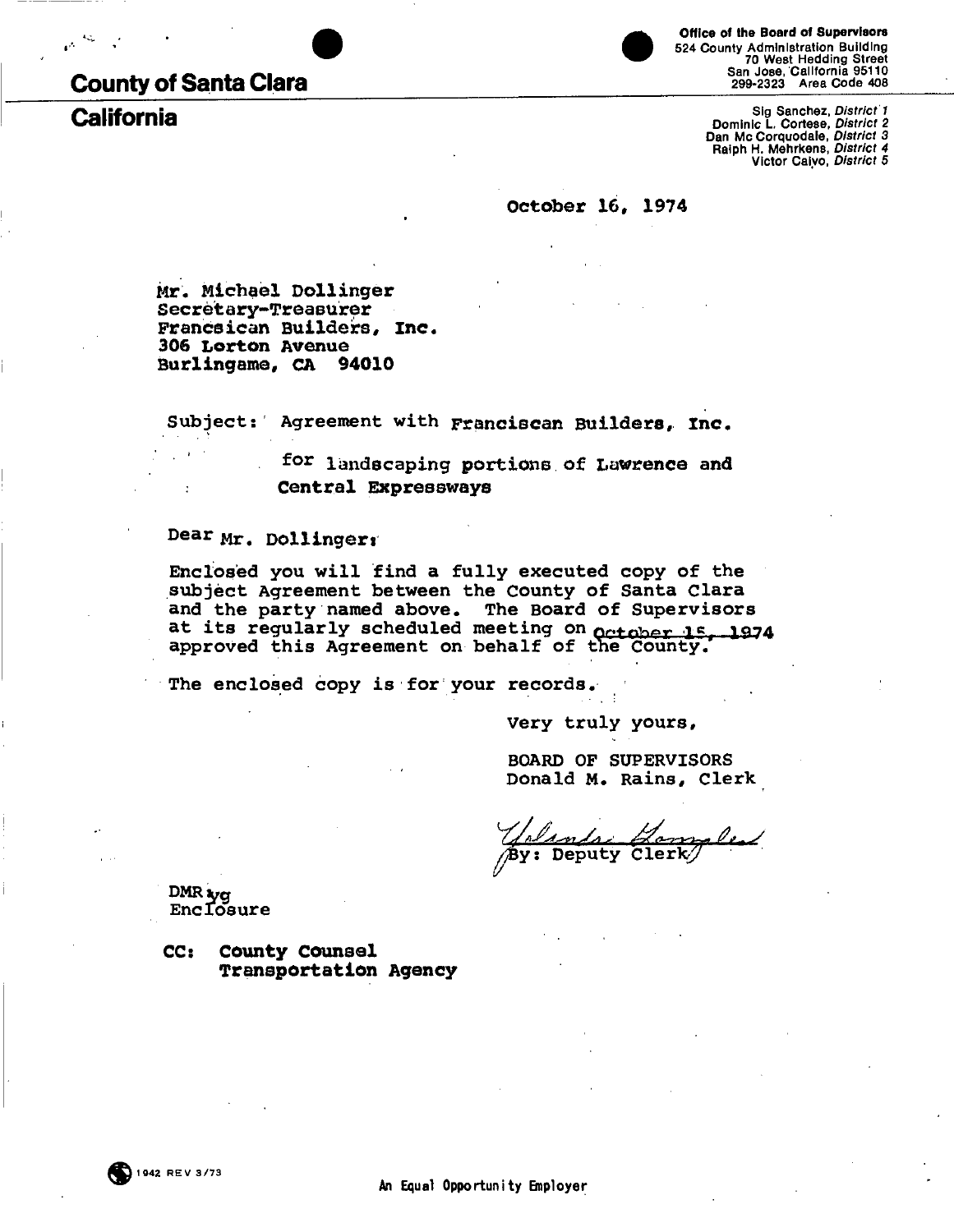# County of Santa Clara

# California

Office of the Board of Supervisors
524 County Administration Building
70 West Hedding Street
San Jose, California 95110
299-2323 Area Code 408

Sig Sanchez, *District 1*
Dominic L. Cortese, *District 2*
Dan Mc Corquodale, *District 3*
Ralph H. Mehrkens, *District 4*
Victor Calvo, *District 5*

October 16, 1974

Mr. Michael Dollinger
Secretary-Treasurer
Francsican Builders, Inc.
306 Lorton Avenue
Burlingame, CA 94010

Subject: Agreement with Franciscan Builders, Inc.
for landscaping portions of Lawrence and Central Expressways

Dear Mr. Dollinger:

Enclosed you will find a fully executed copy of the subject Agreement between the County of Santa Clara and the party named above. The Board of Supervisors at its regularly scheduled meeting on October 15, 1974 approved this Agreement on behalf of the County.

The enclosed copy is for your records.

Very truly yours,

BOARD OF SUPERVISORS
Donald M. Rains, Clerk

By: Deputy Clerk

DMR:yg
Enclosure

CC: County Counsel
Transportation Agency

1942 REV 3/73

An Equal Opportunity Employer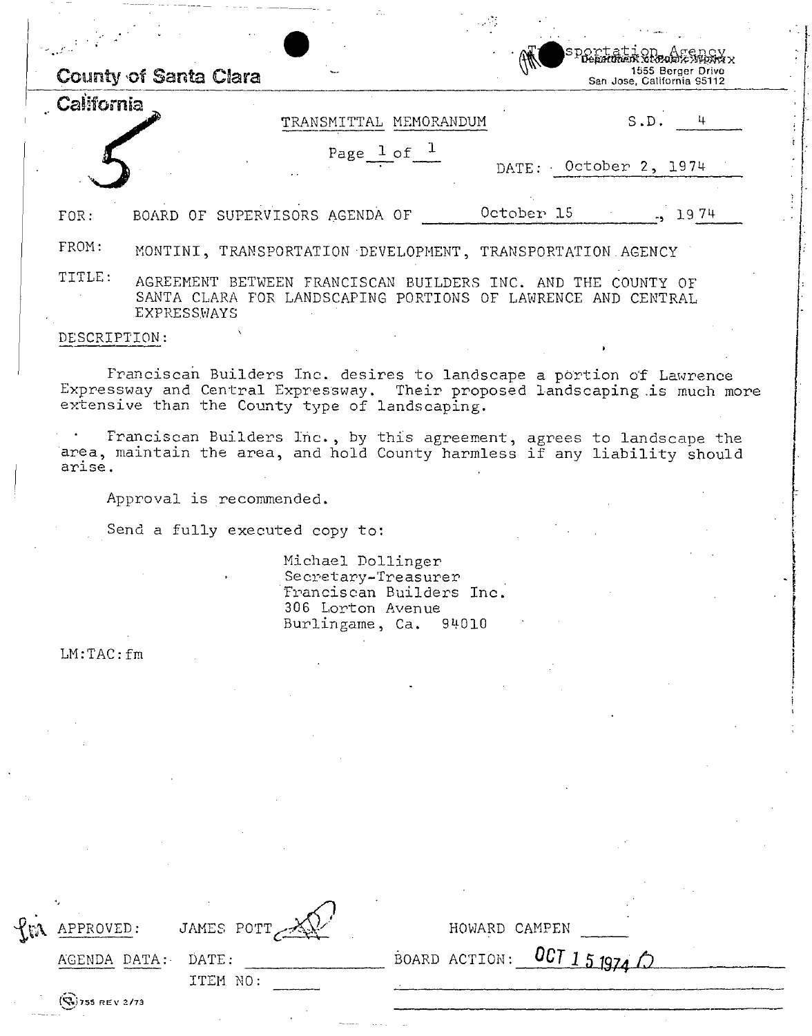County of Santa Clara

California

Transportation Agency
1555 Berger Drive
San Jose, California 95112

5

TRANSMITTAL MEMORANDUM

S.D. 4

Page 1 of 1

DATE: October 2, 1974

FOR: BOARD OF SUPERVISORS AGENDA OF October 15, 1974

FROM: MONTINI, TRANSPORTATION DEVELOPMENT, TRANSPORTATION AGENCY

TITLE: AGREEMENT BETWEEN FRANCISCAN BUILDERS INC. AND THE COUNTY OF SANTA CLARA FOR LANDSCAPING PORTIONS OF LAWRENCE AND CENTRAL EXPRESSWAYS

DESCRIPTION:

Franciscan Builders Inc. desires to landscape a portion of Lawrence Expressway and Central Expressway. Their proposed landscaping is much more extensive than the County type of landscaping.

Franciscan Builders Inc., by this agreement, agrees to landscape the area, maintain the area, and hold County harmless if any liability should arise.

Approval is recommended.

Send a fully executed copy to:

Michael Dollinger
Secretary-Treasurer
Franciscan Builders Inc.
306 Lorton Avenue
Burlingame, Ca. 94010

LM:TAC:fm

APPROVED: JAMES POTT HOWARD CAMPEN

AGENDA DATA: DATE: BOARD ACTION: OCT 15 1974

ITEM NO:

755 REV 2/73